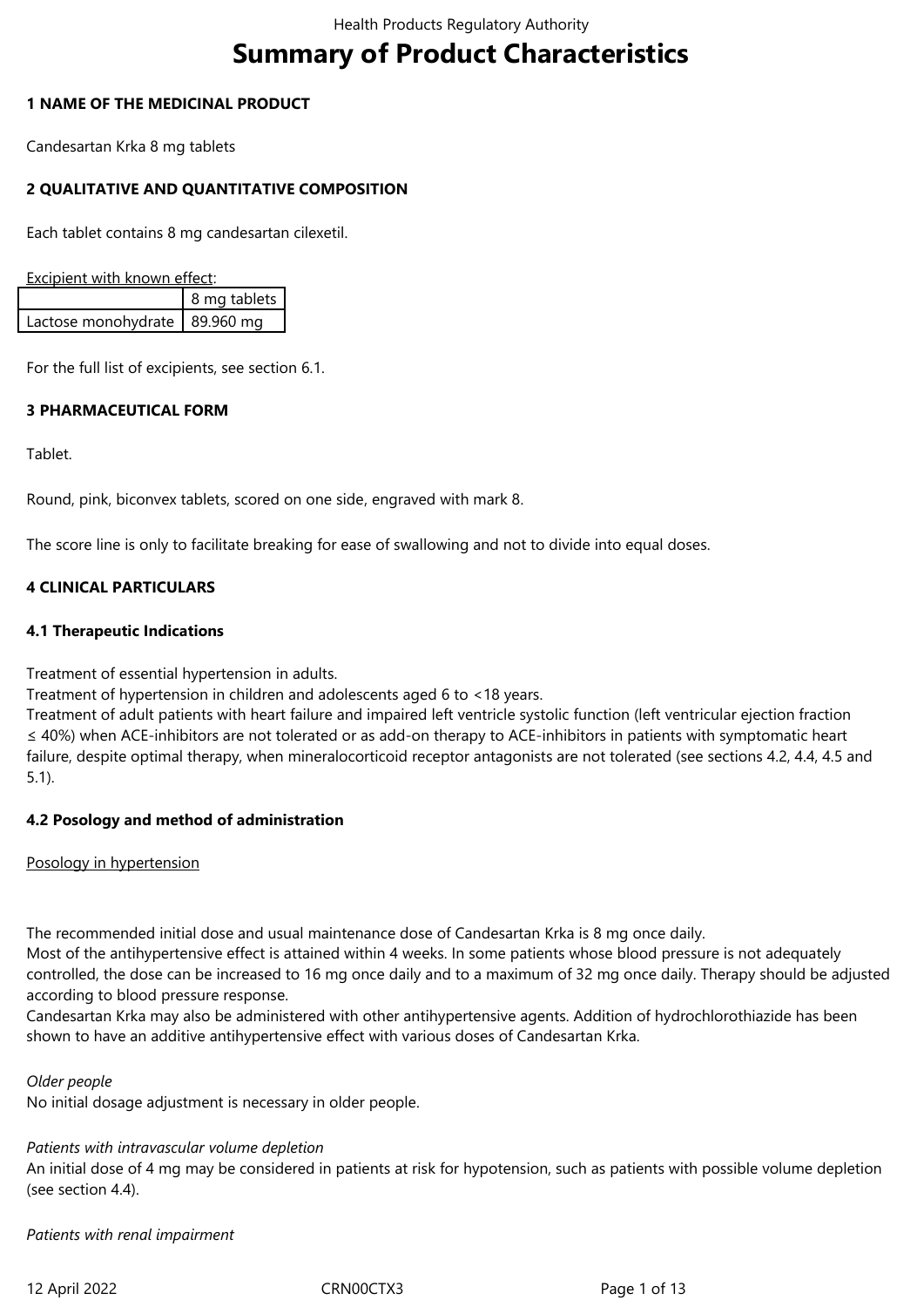# Summary of Product Characteristics

## 1 NAME OF THE MEDICINAL PRODUCT

Candesartan Krka 8 mg tablets

## 2 QUALITATIVE AND QUANTITATIVE COMPOSITION

Each tablet contains 8 mg candesartan cilexetil.

Excipient with known effect:

| | 8 mg tablets |
|---|---|
| Lactose monohydrate | 89.960 mg |

For the full list of excipients, see section 6.1.

## 3 PHARMACEUTICAL FORM

Tablet.

Round, pink, biconvex tablets, scored on one side, engraved with mark 8.

The score line is only to facilitate breaking for ease of swallowing and not to divide into equal doses.

## 4 CLINICAL PARTICULARS

### 4.1 Therapeutic Indications

Treatment of essential hypertension in adults.
Treatment of hypertension in children and adolescents aged 6 to <18 years.
Treatment of adult patients with heart failure and impaired left ventricle systolic function (left ventricular ejection fraction ≤ 40%) when ACE-inhibitors are not tolerated or as add-on therapy to ACE-inhibitors in patients with symptomatic heart failure, despite optimal therapy, when mineralocorticoid receptor antagonists are not tolerated (see sections 4.2, 4.4, 4.5 and 5.1).

### 4.2 Posology and method of administration

Posology in hypertension

The recommended initial dose and usual maintenance dose of Candesartan Krka is 8 mg once daily.
Most of the antihypertensive effect is attained within 4 weeks. In some patients whose blood pressure is not adequately controlled, the dose can be increased to 16 mg once daily and to a maximum of 32 mg once daily. Therapy should be adjusted according to blood pressure response.
Candesartan Krka may also be administered with other antihypertensive agents. Addition of hydrochlorothiazide has been shown to have an additive antihypertensive effect with various doses of Candesartan Krka.

*Older people*
No initial dosage adjustment is necessary in older people.

*Patients with intravascular volume depletion*
An initial dose of 4 mg may be considered in patients at risk for hypotension, such as patients with possible volume depletion (see section 4.4).

*Patients with renal impairment*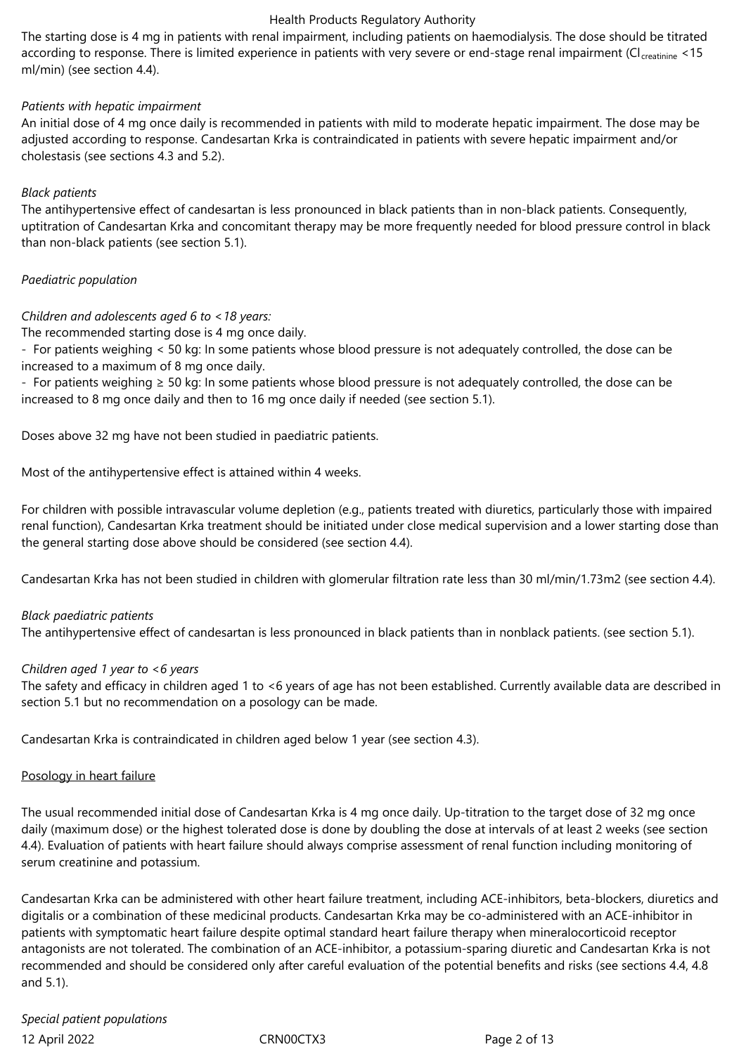The starting dose is 4 mg in patients with renal impairment, including patients on haemodialysis. The dose should be titrated according to response. There is limited experience in patients with very severe or end-stage renal impairment ($Cl_{creatinine}$ <15 ml/min) (see section 4.4).

*Patients with hepatic impairment*
An initial dose of 4 mg once daily is recommended in patients with mild to moderate hepatic impairment. The dose may be adjusted according to response. Candesartan Krka is contraindicated in patients with severe hepatic impairment and/or cholestasis (see sections 4.3 and 5.2).

*Black patients*
The antihypertensive effect of candesartan is less pronounced in black patients than in non-black patients. Consequently, uptitration of Candesartan Krka and concomitant therapy may be more frequently needed for blood pressure control in black than non-black patients (see section 5.1).

*Paediatric population*

*Children and adolescents aged 6 to <18 years:*
The recommended starting dose is 4 mg once daily.
- For patients weighing < 50 kg: In some patients whose blood pressure is not adequately controlled, the dose can be increased to a maximum of 8 mg once daily.
- For patients weighing ≥ 50 kg: In some patients whose blood pressure is not adequately controlled, the dose can be increased to 8 mg once daily and then to 16 mg once daily if needed (see section 5.1).

Doses above 32 mg have not been studied in paediatric patients.

Most of the antihypertensive effect is attained within 4 weeks.

For children with possible intravascular volume depletion (e.g., patients treated with diuretics, particularly those with impaired renal function), Candesartan Krka treatment should be initiated under close medical supervision and a lower starting dose than the general starting dose above should be considered (see section 4.4).

Candesartan Krka has not been studied in children with glomerular filtration rate less than 30 ml/min/1.73m2 (see section 4.4).

*Black paediatric patients*
The antihypertensive effect of candesartan is less pronounced in black patients than in nonblack patients. (see section 5.1).

*Children aged 1 year to <6 years*
The safety and efficacy in children aged 1 to <6 years of age has not been established. Currently available data are described in section 5.1 but no recommendation on a posology can be made.

Candesartan Krka is contraindicated in children aged below 1 year (see section 4.3).

Posology in heart failure

The usual recommended initial dose of Candesartan Krka is 4 mg once daily. Up-titration to the target dose of 32 mg once daily (maximum dose) or the highest tolerated dose is done by doubling the dose at intervals of at least 2 weeks (see section 4.4). Evaluation of patients with heart failure should always comprise assessment of renal function including monitoring of serum creatinine and potassium.

Candesartan Krka can be administered with other heart failure treatment, including ACE-inhibitors, beta-blockers, diuretics and digitalis or a combination of these medicinal products. Candesartan Krka may be co-administered with an ACE-inhibitor in patients with symptomatic heart failure despite optimal standard heart failure therapy when mineralocorticoid receptor antagonists are not tolerated. The combination of an ACE-inhibitor, a potassium-sparing diuretic and Candesartan Krka is not recommended and should be considered only after careful evaluation of the potential benefits and risks (see sections 4.4, 4.8 and 5.1).

*Special patient populations*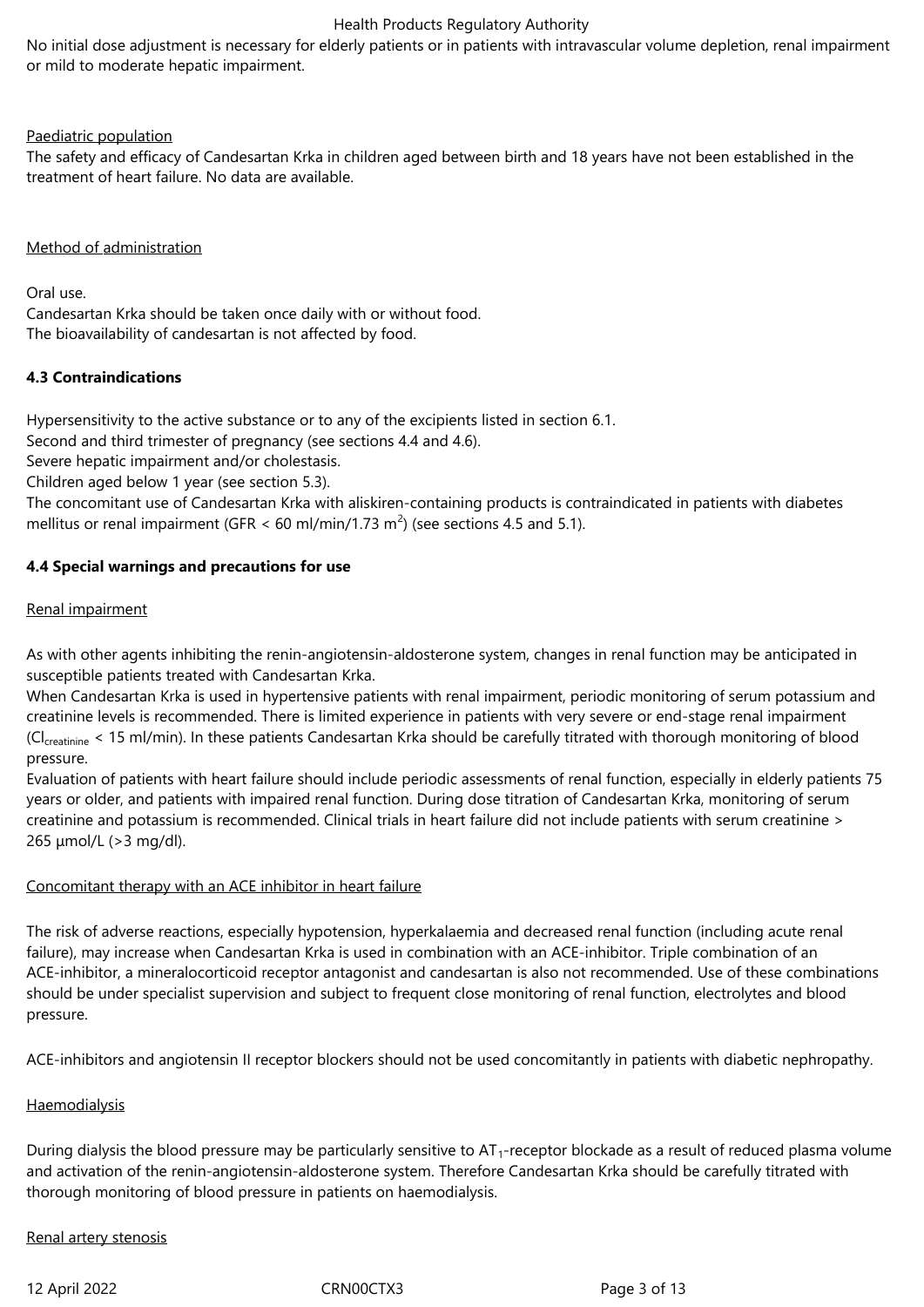No initial dose adjustment is necessary for elderly patients or in patients with intravascular volume depletion, renal impairment or mild to moderate hepatic impairment.

Paediatric population

The safety and efficacy of Candesartan Krka in children aged between birth and 18 years have not been established in the treatment of heart failure. No data are available.

Method of administration

Oral use.
Candesartan Krka should be taken once daily with or without food.
The bioavailability of candesartan is not affected by food.

**4.3 Contraindications**

Hypersensitivity to the active substance or to any of the excipients listed in section 6.1.
Second and third trimester of pregnancy (see sections 4.4 and 4.6).
Severe hepatic impairment and/or cholestasis.
Children aged below 1 year (see section 5.3).
The concomitant use of Candesartan Krka with aliskiren-containing products is contraindicated in patients with diabetes mellitus or renal impairment (GFR < 60 ml/min/1.73 $m^2$) (see sections 4.5 and 5.1).

**4.4 Special warnings and precautions for use**

Renal impairment

As with other agents inhibiting the renin-angiotensin-aldosterone system, changes in renal function may be anticipated in susceptible patients treated with Candesartan Krka.
When Candesartan Krka is used in hypertensive patients with renal impairment, periodic monitoring of serum potassium and creatinine levels is recommended. There is limited experience in patients with very severe or end-stage renal impairment ($Cl_{creatinine}$ < 15 ml/min). In these patients Candesartan Krka should be carefully titrated with thorough monitoring of blood pressure.
Evaluation of patients with heart failure should include periodic assessments of renal function, especially in elderly patients 75 years or older, and patients with impaired renal function. During dose titration of Candesartan Krka, monitoring of serum creatinine and potassium is recommended. Clinical trials in heart failure did not include patients with serum creatinine > 265 µmol/L (>3 mg/dl).

Concomitant therapy with an ACE inhibitor in heart failure

The risk of adverse reactions, especially hypotension, hyperkalaemia and decreased renal function (including acute renal failure), may increase when Candesartan Krka is used in combination with an ACE-inhibitor. Triple combination of an ACE-inhibitor, a mineralocorticoid receptor antagonist and candesartan is also not recommended. Use of these combinations should be under specialist supervision and subject to frequent close monitoring of renal function, electrolytes and blood pressure.

ACE-inhibitors and angiotensin II receptor blockers should not be used concomitantly in patients with diabetic nephropathy.

Haemodialysis

During dialysis the blood pressure may be particularly sensitive to $AT_1$-receptor blockade as a result of reduced plasma volume and activation of the renin-angiotensin-aldosterone system. Therefore Candesartan Krka should be carefully titrated with thorough monitoring of blood pressure in patients on haemodialysis.

Renal artery stenosis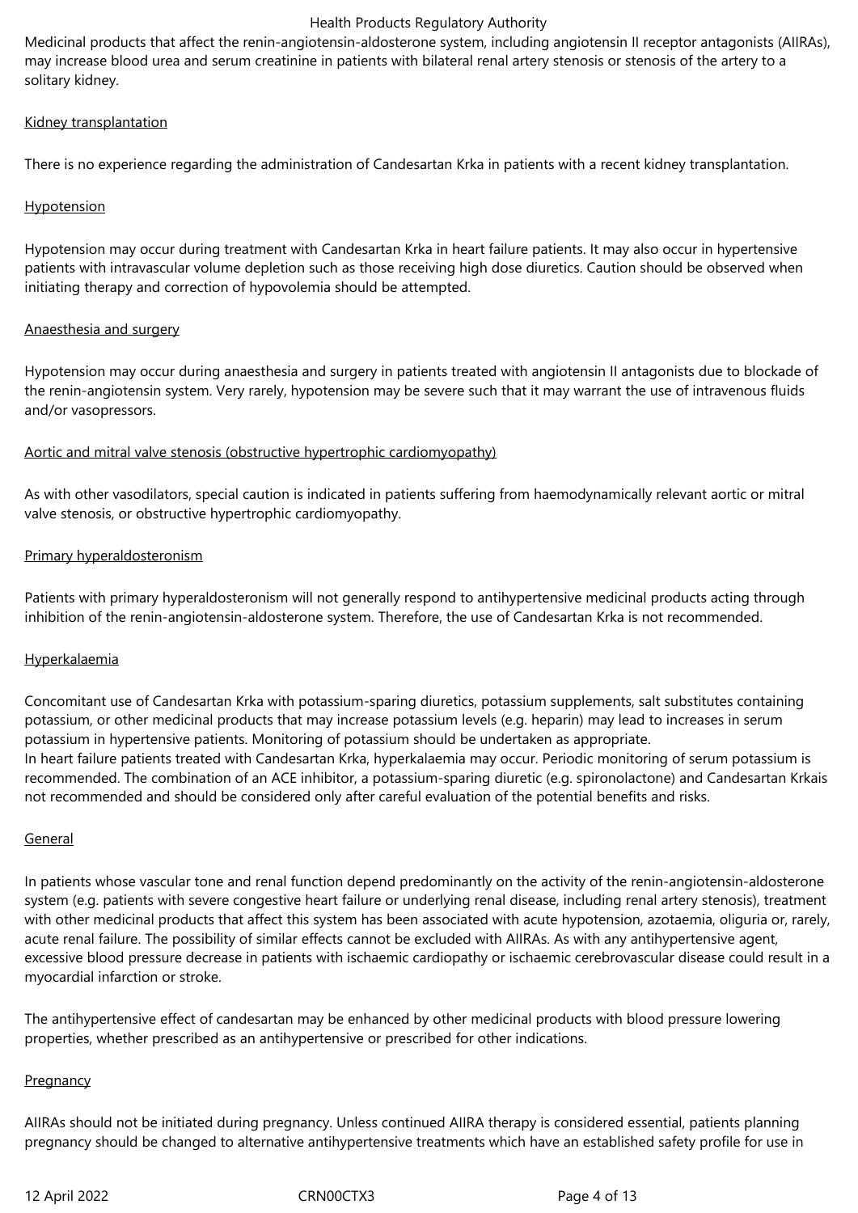Medicinal products that affect the renin-angiotensin-aldosterone system, including angiotensin II receptor antagonists (AIIRAs), may increase blood urea and serum creatinine in patients with bilateral renal artery stenosis or stenosis of the artery to a solitary kidney.

Kidney transplantation

There is no experience regarding the administration of Candesartan Krka in patients with a recent kidney transplantation.

Hypotension

Hypotension may occur during treatment with Candesartan Krka in heart failure patients. It may also occur in hypertensive patients with intravascular volume depletion such as those receiving high dose diuretics. Caution should be observed when initiating therapy and correction of hypovolemia should be attempted.

Anaesthesia and surgery

Hypotension may occur during anaesthesia and surgery in patients treated with angiotensin II antagonists due to blockade of the renin-angiotensin system. Very rarely, hypotension may be severe such that it may warrant the use of intravenous fluids and/or vasopressors.

Aortic and mitral valve stenosis (obstructive hypertrophic cardiomyopathy)

As with other vasodilators, special caution is indicated in patients suffering from haemodynamically relevant aortic or mitral valve stenosis, or obstructive hypertrophic cardiomyopathy.

Primary hyperaldosteronism

Patients with primary hyperaldosteronism will not generally respond to antihypertensive medicinal products acting through inhibition of the renin-angiotensin-aldosterone system. Therefore, the use of Candesartan Krka is not recommended.

Hyperkalaemia

Concomitant use of Candesartan Krka with potassium-sparing diuretics, potassium supplements, salt substitutes containing potassium, or other medicinal products that may increase potassium levels (e.g. heparin) may lead to increases in serum potassium in hypertensive patients. Monitoring of potassium should be undertaken as appropriate.
In heart failure patients treated with Candesartan Krka, hyperkalaemia may occur. Periodic monitoring of serum potassium is recommended. The combination of an ACE inhibitor, a potassium-sparing diuretic (e.g. spironolactone) and Candesartan Krkais not recommended and should be considered only after careful evaluation of the potential benefits and risks.

General

In patients whose vascular tone and renal function depend predominantly on the activity of the renin-angiotensin-aldosterone system (e.g. patients with severe congestive heart failure or underlying renal disease, including renal artery stenosis), treatment with other medicinal products that affect this system has been associated with acute hypotension, azotaemia, oliguria or, rarely, acute renal failure. The possibility of similar effects cannot be excluded with AIIRAs. As with any antihypertensive agent, excessive blood pressure decrease in patients with ischaemic cardiopathy or ischaemic cerebrovascular disease could result in a myocardial infarction or stroke.

The antihypertensive effect of candesartan may be enhanced by other medicinal products with blood pressure lowering properties, whether prescribed as an antihypertensive or prescribed for other indications.

Pregnancy

AIIRAs should not be initiated during pregnancy. Unless continued AIIRA therapy is considered essential, patients planning pregnancy should be changed to alternative antihypertensive treatments which have an established safety profile for use in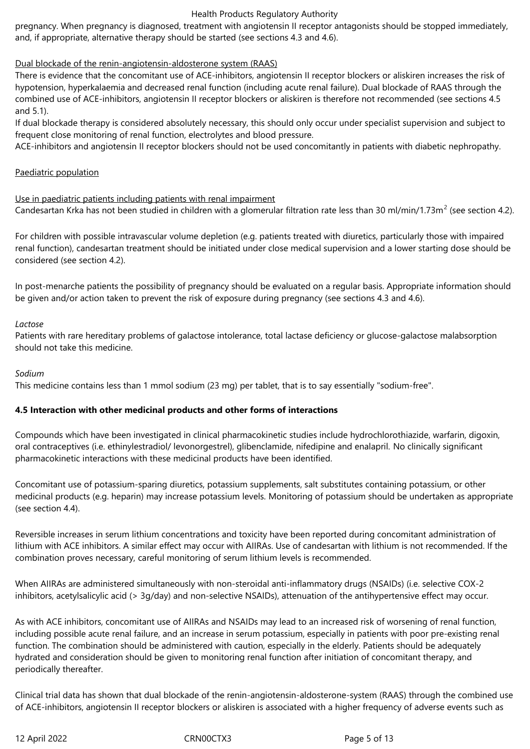pregnancy. When pregnancy is diagnosed, treatment with angiotensin II receptor antagonists should be stopped immediately, and, if appropriate, alternative therapy should be started (see sections 4.3 and 4.6).

Dual blockade of the renin-angiotensin-aldosterone system (RAAS)

There is evidence that the concomitant use of ACE-inhibitors, angiotensin II receptor blockers or aliskiren increases the risk of hypotension, hyperkalaemia and decreased renal function (including acute renal failure). Dual blockade of RAAS through the combined use of ACE-inhibitors, angiotensin II receptor blockers or aliskiren is therefore not recommended (see sections 4.5 and 5.1).

If dual blockade therapy is considered absolutely necessary, this should only occur under specialist supervision and subject to frequent close monitoring of renal function, electrolytes and blood pressure.

ACE-inhibitors and angiotensin II receptor blockers should not be used concomitantly in patients with diabetic nephropathy.

Paediatric population

Use in paediatric patients including patients with renal impairment

Candesartan Krka has not been studied in children with a glomerular filtration rate less than 30 ml/min/1.73m$^2$ (see section 4.2).

For children with possible intravascular volume depletion (e.g. patients treated with diuretics, particularly those with impaired renal function), candesartan treatment should be initiated under close medical supervision and a lower starting dose should be considered (see section 4.2).

In post-menarche patients the possibility of pregnancy should be evaluated on a regular basis. Appropriate information should be given and/or action taken to prevent the risk of exposure during pregnancy (see sections 4.3 and 4.6).

*Lactose*

Patients with rare hereditary problems of galactose intolerance, total lactase deficiency or glucose-galactose malabsorption should not take this medicine.

*Sodium*

This medicine contains less than 1 mmol sodium (23 mg) per tablet, that is to say essentially "sodium-free".

**4.5 Interaction with other medicinal products and other forms of interactions**

Compounds which have been investigated in clinical pharmacokinetic studies include hydrochlorothiazide, warfarin, digoxin, oral contraceptives (i.e. ethinylestradiol/ levonorgestrel), glibenclamide, nifedipine and enalapril. No clinically significant pharmacokinetic interactions with these medicinal products have been identified.

Concomitant use of potassium-sparing diuretics, potassium supplements, salt substitutes containing potassium, or other medicinal products (e.g. heparin) may increase potassium levels. Monitoring of potassium should be undertaken as appropriate (see section 4.4).

Reversible increases in serum lithium concentrations and toxicity have been reported during concomitant administration of lithium with ACE inhibitors. A similar effect may occur with AIIRAs. Use of candesartan with lithium is not recommended. If the combination proves necessary, careful monitoring of serum lithium levels is recommended.

When AIIRAs are administered simultaneously with non-steroidal anti-inflammatory drugs (NSAIDs) (i.e. selective COX-2 inhibitors, acetylsalicylic acid (> 3g/day) and non-selective NSAIDs), attenuation of the antihypertensive effect may occur.

As with ACE inhibitors, concomitant use of AIIRAs and NSAIDs may lead to an increased risk of worsening of renal function, including possible acute renal failure, and an increase in serum potassium, especially in patients with poor pre-existing renal function. The combination should be administered with caution, especially in the elderly. Patients should be adequately hydrated and consideration should be given to monitoring renal function after initiation of concomitant therapy, and periodically thereafter.

Clinical trial data has shown that dual blockade of the renin-angiotensin-aldosterone-system (RAAS) through the combined use of ACE-inhibitors, angiotensin II receptor blockers or aliskiren is associated with a higher frequency of adverse events such as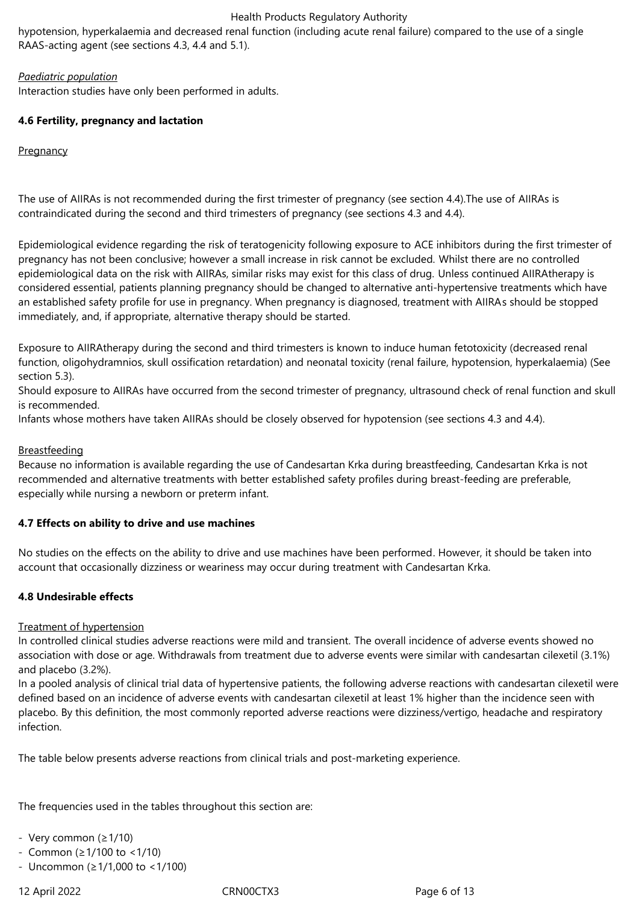hypotension, hyperkalaemia and decreased renal function (including acute renal failure) compared to the use of a single RAAS-acting agent (see sections 4.3, 4.4 and 5.1).

*Paediatric population*

Interaction studies have only been performed in adults.

**4.6 Fertility, pregnancy and lactation**

Pregnancy

The use of AIIRAs is not recommended during the first trimester of pregnancy (see section 4.4).The use of AIIRAs is contraindicated during the second and third trimesters of pregnancy (see sections 4.3 and 4.4).

Epidemiological evidence regarding the risk of teratogenicity following exposure to ACE inhibitors during the first trimester of pregnancy has not been conclusive; however a small increase in risk cannot be excluded. Whilst there are no controlled epidemiological data on the risk with AIIRAs, similar risks may exist for this class of drug. Unless continued AIIRAtherapy is considered essential, patients planning pregnancy should be changed to alternative anti-hypertensive treatments which have an established safety profile for use in pregnancy. When pregnancy is diagnosed, treatment with AIIRAs should be stopped immediately, and, if appropriate, alternative therapy should be started.

Exposure to AIIRAtherapy during the second and third trimesters is known to induce human fetotoxicity (decreased renal function, oligohydramnios, skull ossification retardation) and neonatal toxicity (renal failure, hypotension, hyperkalaemia) (See section 5.3).

Should exposure to AIIRAs have occurred from the second trimester of pregnancy, ultrasound check of renal function and skull is recommended.

Infants whose mothers have taken AIIRAs should be closely observed for hypotension (see sections 4.3 and 4.4).

Breastfeeding

Because no information is available regarding the use of Candesartan Krka during breastfeeding, Candesartan Krka is not recommended and alternative treatments with better established safety profiles during breast-feeding are preferable, especially while nursing a newborn or preterm infant.

**4.7 Effects on ability to drive and use machines**

No studies on the effects on the ability to drive and use machines have been performed. However, it should be taken into account that occasionally dizziness or weariness may occur during treatment with Candesartan Krka.

**4.8 Undesirable effects**

Treatment of hypertension

In controlled clinical studies adverse reactions were mild and transient. The overall incidence of adverse events showed no association with dose or age. Withdrawals from treatment due to adverse events were similar with candesartan cilexetil (3.1%) and placebo (3.2%).

In a pooled analysis of clinical trial data of hypertensive patients, the following adverse reactions with candesartan cilexetil were defined based on an incidence of adverse events with candesartan cilexetil at least 1% higher than the incidence seen with placebo. By this definition, the most commonly reported adverse reactions were dizziness/vertigo, headache and respiratory infection.

The table below presents adverse reactions from clinical trials and post-marketing experience.

The frequencies used in the tables throughout this section are:

- Very common (≥1/10)
- Common (≥1/100 to <1/10)
- Uncommon (≥1/1,000 to <1/100)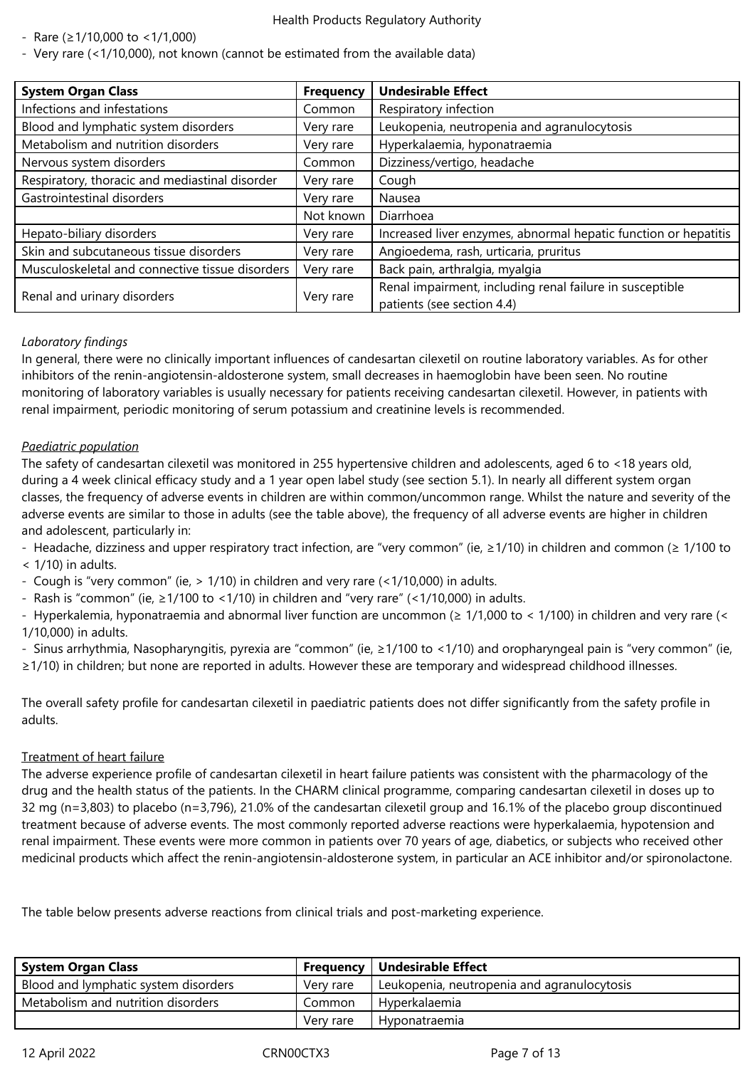- Rare (≥1/10,000 to <1/1,000)
- Very rare (<1/10,000), not known (cannot be estimated from the available data)

| System Organ Class | Frequency | Undesirable Effect |
|---|---|---|
| Infections and infestations | Common | Respiratory infection |
| Blood and lymphatic system disorders | Very rare | Leukopenia, neutropenia and agranulocytosis |
| Metabolism and nutrition disorders | Very rare | Hyperkalaemia, hyponatraemia |
| Nervous system disorders | Common | Dizziness/vertigo, headache |
| Respiratory, thoracic and mediastinal disorder | Very rare | Cough |
| Gastrointestinal disorders | Very rare | Nausea |
| | Not known | Diarrhoea |
| Hepato-biliary disorders | Very rare | Increased liver enzymes, abnormal hepatic function or hepatitis |
| Skin and subcutaneous tissue disorders | Very rare | Angioedema, rash, urticaria, pruritus |
| Musculoskeletal and connective tissue disorders | Very rare | Back pain, arthralgia, myalgia |
| Renal and urinary disorders | Very rare | Renal impairment, including renal failure in susceptible patients (see section 4.4) |

*Laboratory findings*

In general, there were no clinically important influences of candesartan cilexetil on routine laboratory variables. As for other inhibitors of the renin-angiotensin-aldosterone system, small decreases in haemoglobin have been seen. No routine monitoring of laboratory variables is usually necessary for patients receiving candesartan cilexetil. However, in patients with renal impairment, periodic monitoring of serum potassium and creatinine levels is recommended.

*Paediatric population*

The safety of candesartan cilexetil was monitored in 255 hypertensive children and adolescents, aged 6 to <18 years old, during a 4 week clinical efficacy study and a 1 year open label study (see section 5.1). In nearly all different system organ classes, the frequency of adverse events in children are within common/uncommon range. Whilst the nature and severity of the adverse events are similar to those in adults (see the table above), the frequency of all adverse events are higher in children and adolescent, particularly in:

- Headache, dizziness and upper respiratory tract infection, are "very common" (ie, ≥1/10) in children and common (≥ 1/100 to < 1/10) in adults.
- Cough is "very common" (ie, > 1/10) in children and very rare (<1/10,000) in adults.
- Rash is "common" (ie, ≥1/100 to <1/10) in children and "very rare" (<1/10,000) in adults.
- Hyperkalemia, hyponatraemia and abnormal liver function are uncommon (≥ 1/1,000 to < 1/100) in children and very rare (< 1/10,000) in adults.
- Sinus arrhythmia, Nasopharyngitis, pyrexia are "common" (ie, ≥1/100 to <1/10) and oropharyngeal pain is "very common" (ie, ≥1/10) in children; but none are reported in adults. However these are temporary and widespread childhood illnesses.

The overall safety profile for candesartan cilexetil in paediatric patients does not differ significantly from the safety profile in adults.

Treatment of heart failure

The adverse experience profile of candesartan cilexetil in heart failure patients was consistent with the pharmacology of the drug and the health status of the patients. In the CHARM clinical programme, comparing candesartan cilexetil in doses up to 32 mg (n=3,803) to placebo (n=3,796), 21.0% of the candesartan cilexetil group and 16.1% of the placebo group discontinued treatment because of adverse events. The most commonly reported adverse reactions were hyperkalaemia, hypotension and renal impairment. These events were more common in patients over 70 years of age, diabetics, or subjects who received other medicinal products which affect the renin-angiotensin-aldosterone system, in particular an ACE inhibitor and/or spironolactone.

The table below presents adverse reactions from clinical trials and post-marketing experience.

| System Organ Class | Frequency | Undesirable Effect |
|---|---|---|
| Blood and lymphatic system disorders | Very rare | Leukopenia, neutropenia and agranulocytosis |
| Metabolism and nutrition disorders | Common | Hyperkalaemia |
| | Very rare | Hyponatraemia |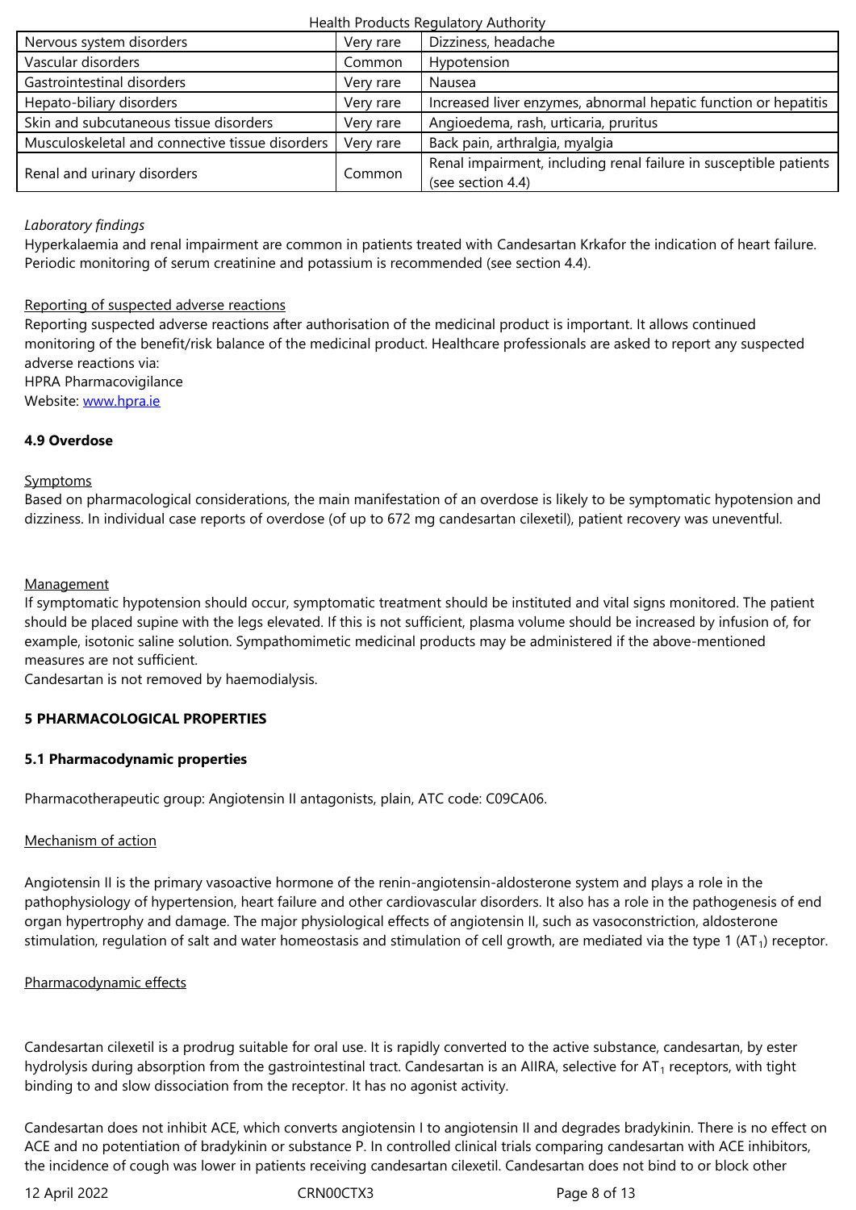| Nervous system disorders | Very rare | Dizziness, headache |
|---|---|---|
| Vascular disorders | Common | Hypotension |
| Gastrointestinal disorders | Very rare | Nausea |
| Hepato-biliary disorders | Very rare | Increased liver enzymes, abnormal hepatic function or hepatitis |
| Skin and subcutaneous tissue disorders | Very rare | Angioedema, rash, urticaria, pruritus |
| Musculoskeletal and connective tissue disorders | Very rare | Back pain, arthralgia, myalgia |
| Renal and urinary disorders | Common | Renal impairment, including renal failure in susceptible patients (see section 4.4) |

*Laboratory findings*

Hyperkalaemia and renal impairment are common in patients treated with Candesartan Krkafor the indication of heart failure. Periodic monitoring of serum creatinine and potassium is recommended (see section 4.4).

Reporting of suspected adverse reactions

Reporting suspected adverse reactions after authorisation of the medicinal product is important. It allows continued monitoring of the benefit/risk balance of the medicinal product. Healthcare professionals are asked to report any suspected adverse reactions via:
HPRA Pharmacovigilance
Website: www.hpra.ie

**4.9 Overdose**

Symptoms

Based on pharmacological considerations, the main manifestation of an overdose is likely to be symptomatic hypotension and dizziness. In individual case reports of overdose (of up to 672 mg candesartan cilexetil), patient recovery was uneventful.

Management

If symptomatic hypotension should occur, symptomatic treatment should be instituted and vital signs monitored. The patient should be placed supine with the legs elevated. If this is not sufficient, plasma volume should be increased by infusion of, for example, isotonic saline solution. Sympathomimetic medicinal products may be administered if the above-mentioned measures are not sufficient.
Candesartan is not removed by haemodialysis.

**5 PHARMACOLOGICAL PROPERTIES**

**5.1 Pharmacodynamic properties**

Pharmacotherapeutic group: Angiotensin II antagonists, plain, ATC code: C09CA06.

Mechanism of action

Angiotensin II is the primary vasoactive hormone of the renin-angiotensin-aldosterone system and plays a role in the pathophysiology of hypertension, heart failure and other cardiovascular disorders. It also has a role in the pathogenesis of end organ hypertrophy and damage. The major physiological effects of angiotensin II, such as vasoconstriction, aldosterone stimulation, regulation of salt and water homeostasis and stimulation of cell growth, are mediated via the type 1 ($AT_1$) receptor.

Pharmacodynamic effects

Candesartan cilexetil is a prodrug suitable for oral use. It is rapidly converted to the active substance, candesartan, by ester hydrolysis during absorption from the gastrointestinal tract. Candesartan is an AIIRA, selective for $AT_1$ receptors, with tight binding to and slow dissociation from the receptor. It has no agonist activity.

Candesartan does not inhibit ACE, which converts angiotensin I to angiotensin II and degrades bradykinin. There is no effect on ACE and no potentiation of bradykinin or substance P. In controlled clinical trials comparing candesartan with ACE inhibitors, the incidence of cough was lower in patients receiving candesartan cilexetil. Candesartan does not bind to or block other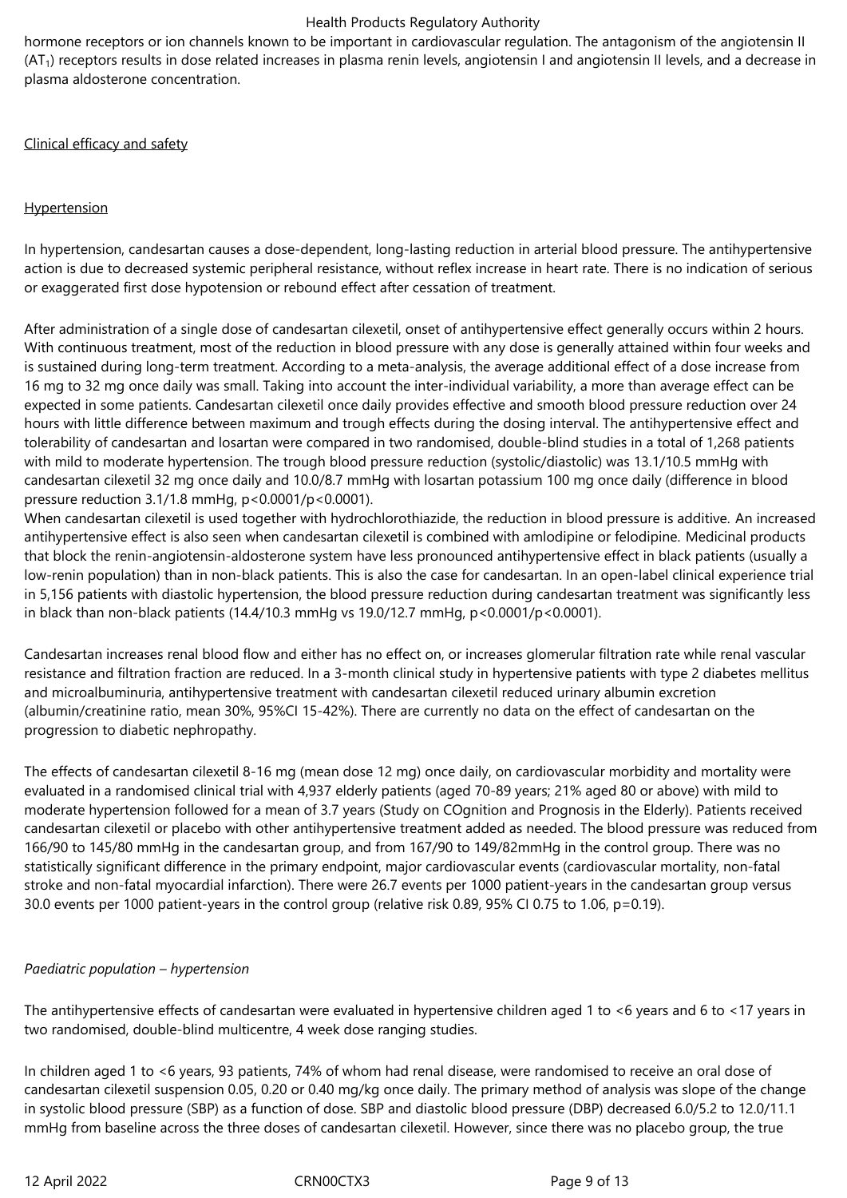hormone receptors or ion channels known to be important in cardiovascular regulation. The antagonism of the angiotensin II ($AT_1$) receptors results in dose related increases in plasma renin levels, angiotensin I and angiotensin II levels, and a decrease in plasma aldosterone concentration.

Clinical efficacy and safety

Hypertension

In hypertension, candesartan causes a dose-dependent, long-lasting reduction in arterial blood pressure. The antihypertensive action is due to decreased systemic peripheral resistance, without reflex increase in heart rate. There is no indication of serious or exaggerated first dose hypotension or rebound effect after cessation of treatment.

After administration of a single dose of candesartan cilexetil, onset of antihypertensive effect generally occurs within 2 hours. With continuous treatment, most of the reduction in blood pressure with any dose is generally attained within four weeks and is sustained during long-term treatment. According to a meta-analysis, the average additional effect of a dose increase from 16 mg to 32 mg once daily was small. Taking into account the inter-individual variability, a more than average effect can be expected in some patients. Candesartan cilexetil once daily provides effective and smooth blood pressure reduction over 24 hours with little difference between maximum and trough effects during the dosing interval. The antihypertensive effect and tolerability of candesartan and losartan were compared in two randomised, double-blind studies in a total of 1,268 patients with mild to moderate hypertension. The trough blood pressure reduction (systolic/diastolic) was 13.1/10.5 mmHg with candesartan cilexetil 32 mg once daily and 10.0/8.7 mmHg with losartan potassium 100 mg once daily (difference in blood pressure reduction 3.1/1.8 mmHg, p<0.0001/p<0.0001).

When candesartan cilexetil is used together with hydrochlorothiazide, the reduction in blood pressure is additive. An increased antihypertensive effect is also seen when candesartan cilexetil is combined with amlodipine or felodipine. Medicinal products that block the renin-angiotensin-aldosterone system have less pronounced antihypertensive effect in black patients (usually a low-renin population) than in non-black patients. This is also the case for candesartan. In an open-label clinical experience trial in 5,156 patients with diastolic hypertension, the blood pressure reduction during candesartan treatment was significantly less in black than non-black patients (14.4/10.3 mmHg vs 19.0/12.7 mmHg, p<0.0001/p<0.0001).

Candesartan increases renal blood flow and either has no effect on, or increases glomerular filtration rate while renal vascular resistance and filtration fraction are reduced. In a 3-month clinical study in hypertensive patients with type 2 diabetes mellitus and microalbuminuria, antihypertensive treatment with candesartan cilexetil reduced urinary albumin excretion (albumin/creatinine ratio, mean 30%, 95%CI 15-42%). There are currently no data on the effect of candesartan on the progression to diabetic nephropathy.

The effects of candesartan cilexetil 8-16 mg (mean dose 12 mg) once daily, on cardiovascular morbidity and mortality were evaluated in a randomised clinical trial with 4,937 elderly patients (aged 70-89 years; 21% aged 80 or above) with mild to moderate hypertension followed for a mean of 3.7 years (Study on COgnition and Prognosis in the Elderly). Patients received candesartan cilexetil or placebo with other antihypertensive treatment added as needed. The blood pressure was reduced from 166/90 to 145/80 mmHg in the candesartan group, and from 167/90 to 149/82mmHg in the control group. There was no statistically significant difference in the primary endpoint, major cardiovascular events (cardiovascular mortality, non-fatal stroke and non-fatal myocardial infarction). There were 26.7 events per 1000 patient-years in the candesartan group versus 30.0 events per 1000 patient-years in the control group (relative risk 0.89, 95% CI 0.75 to 1.06, p=0.19).

*Paediatric population – hypertension*

The antihypertensive effects of candesartan were evaluated in hypertensive children aged 1 to <6 years and 6 to <17 years in two randomised, double-blind multicentre, 4 week dose ranging studies.

In children aged 1 to <6 years, 93 patients, 74% of whom had renal disease, were randomised to receive an oral dose of candesartan cilexetil suspension 0.05, 0.20 or 0.40 mg/kg once daily. The primary method of analysis was slope of the change in systolic blood pressure (SBP) as a function of dose. SBP and diastolic blood pressure (DBP) decreased 6.0/5.2 to 12.0/11.1 mmHg from baseline across the three doses of candesartan cilexetil. However, since there was no placebo group, the true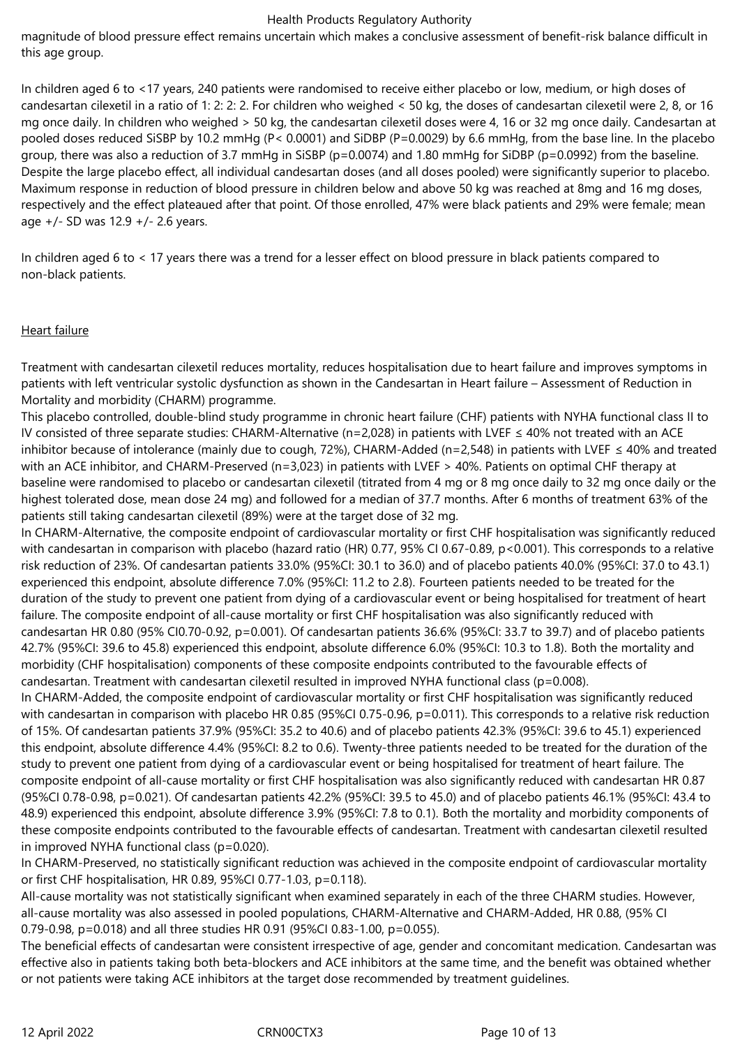magnitude of blood pressure effect remains uncertain which makes a conclusive assessment of benefit-risk balance difficult in this age group.

In children aged 6 to <17 years, 240 patients were randomised to receive either placebo or low, medium, or high doses of candesartan cilexetil in a ratio of 1: 2: 2: 2. For children who weighed < 50 kg, the doses of candesartan cilexetil were 2, 8, or 16 mg once daily. In children who weighed > 50 kg, the candesartan cilexetil doses were 4, 16 or 32 mg once daily. Candesartan at pooled doses reduced SiSBP by 10.2 mmHg (P< 0.0001) and SiDBP (P=0.0029) by 6.6 mmHg, from the base line. In the placebo group, there was also a reduction of 3.7 mmHg in SiSBP (p=0.0074) and 1.80 mmHg for SiDBP (p=0.0992) from the baseline. Despite the large placebo effect, all individual candesartan doses (and all doses pooled) were significantly superior to placebo. Maximum response in reduction of blood pressure in children below and above 50 kg was reached at 8mg and 16 mg doses, respectively and the effect plateaued after that point. Of those enrolled, 47% were black patients and 29% were female; mean age +/- SD was 12.9 +/- 2.6 years.

In children aged 6 to < 17 years there was a trend for a lesser effect on blood pressure in black patients compared to non-black patients.

Heart failure

Treatment with candesartan cilexetil reduces mortality, reduces hospitalisation due to heart failure and improves symptoms in patients with left ventricular systolic dysfunction as shown in the Candesartan in Heart failure – Assessment of Reduction in Mortality and morbidity (CHARM) programme.

This placebo controlled, double-blind study programme in chronic heart failure (CHF) patients with NYHA functional class II to IV consisted of three separate studies: CHARM-Alternative (n=2,028) in patients with LVEF ≤ 40% not treated with an ACE inhibitor because of intolerance (mainly due to cough, 72%), CHARM-Added (n=2,548) in patients with LVEF ≤ 40% and treated with an ACE inhibitor, and CHARM-Preserved (n=3,023) in patients with LVEF > 40%. Patients on optimal CHF therapy at baseline were randomised to placebo or candesartan cilexetil (titrated from 4 mg or 8 mg once daily to 32 mg once daily or the highest tolerated dose, mean dose 24 mg) and followed for a median of 37.7 months. After 6 months of treatment 63% of the patients still taking candesartan cilexetil (89%) were at the target dose of 32 mg.

In CHARM-Alternative, the composite endpoint of cardiovascular mortality or first CHF hospitalisation was significantly reduced with candesartan in comparison with placebo (hazard ratio (HR) 0.77, 95% CI 0.67-0.89, p<0.001). This corresponds to a relative risk reduction of 23%. Of candesartan patients 33.0% (95%CI: 30.1 to 36.0) and of placebo patients 40.0% (95%CI: 37.0 to 43.1) experienced this endpoint, absolute difference 7.0% (95%CI: 11.2 to 2.8). Fourteen patients needed to be treated for the duration of the study to prevent one patient from dying of a cardiovascular event or being hospitalised for treatment of heart failure. The composite endpoint of all-cause mortality or first CHF hospitalisation was also significantly reduced with candesartan HR 0.80 (95% CI0.70-0.92, p=0.001). Of candesartan patients 36.6% (95%CI: 33.7 to 39.7) and of placebo patients 42.7% (95%CI: 39.6 to 45.8) experienced this endpoint, absolute difference 6.0% (95%CI: 10.3 to 1.8). Both the mortality and morbidity (CHF hospitalisation) components of these composite endpoints contributed to the favourable effects of candesartan. Treatment with candesartan cilexetil resulted in improved NYHA functional class (p=0.008).

In CHARM-Added, the composite endpoint of cardiovascular mortality or first CHF hospitalisation was significantly reduced with candesartan in comparison with placebo HR 0.85 (95%CI 0.75-0.96, p=0.011). This corresponds to a relative risk reduction of 15%. Of candesartan patients 37.9% (95%CI: 35.2 to 40.6) and of placebo patients 42.3% (95%CI: 39.6 to 45.1) experienced this endpoint, absolute difference 4.4% (95%CI: 8.2 to 0.6). Twenty-three patients needed to be treated for the duration of the study to prevent one patient from dying of a cardiovascular event or being hospitalised for treatment of heart failure. The composite endpoint of all-cause mortality or first CHF hospitalisation was also significantly reduced with candesartan HR 0.87 (95%CI 0.78-0.98, p=0.021). Of candesartan patients 42.2% (95%CI: 39.5 to 45.0) and of placebo patients 46.1% (95%CI: 43.4 to 48.9) experienced this endpoint, absolute difference 3.9% (95%CI: 7.8 to 0.1). Both the mortality and morbidity components of these composite endpoints contributed to the favourable effects of candesartan. Treatment with candesartan cilexetil resulted in improved NYHA functional class (p=0.020).

In CHARM-Preserved, no statistically significant reduction was achieved in the composite endpoint of cardiovascular mortality or first CHF hospitalisation, HR 0.89, 95%CI 0.77-1.03, p=0.118).

All-cause mortality was not statistically significant when examined separately in each of the three CHARM studies. However, all-cause mortality was also assessed in pooled populations, CHARM-Alternative and CHARM-Added, HR 0.88, (95% CI 0.79-0.98, p=0.018) and all three studies HR 0.91 (95%CI 0.83-1.00, p=0.055).

The beneficial effects of candesartan were consistent irrespective of age, gender and concomitant medication. Candesartan was effective also in patients taking both beta-blockers and ACE inhibitors at the same time, and the benefit was obtained whether or not patients were taking ACE inhibitors at the target dose recommended by treatment guidelines.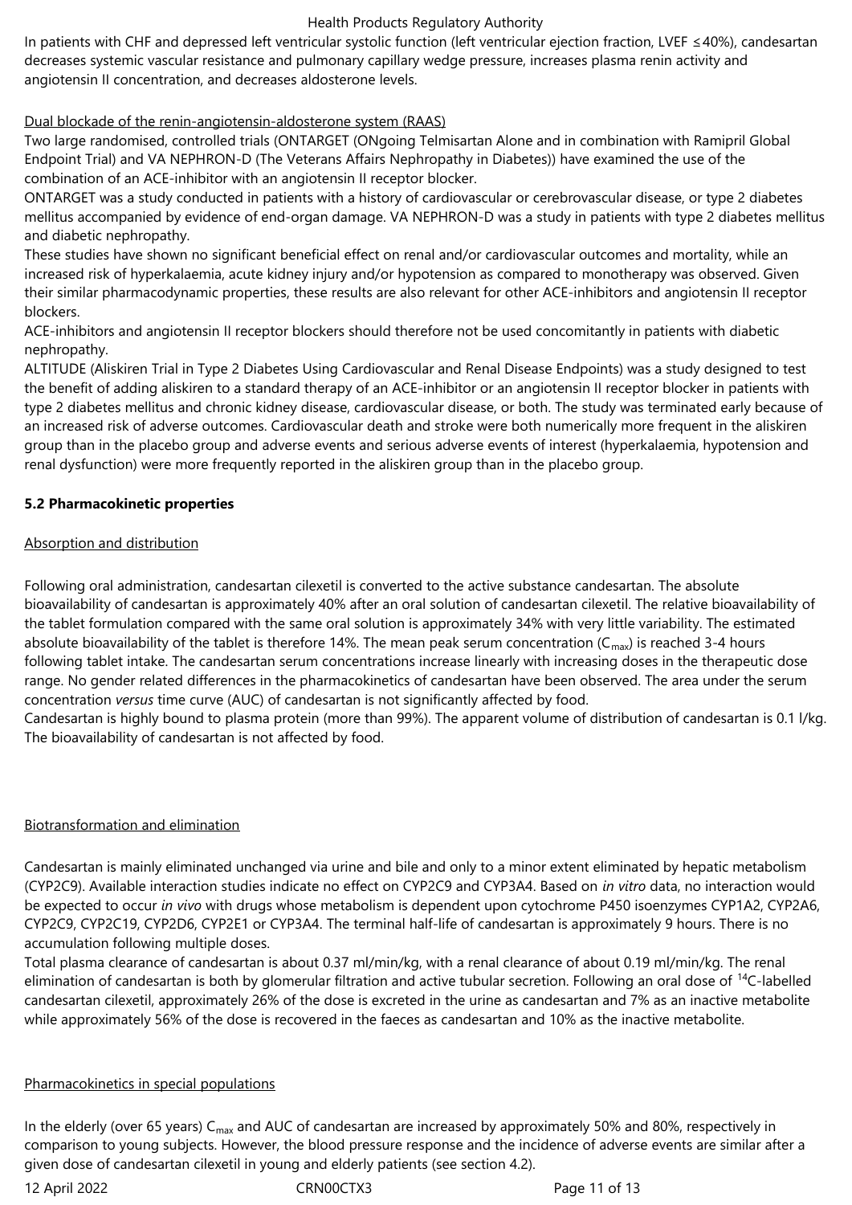In patients with CHF and depressed left ventricular systolic function (left ventricular ejection fraction, LVEF ≤40%), candesartan decreases systemic vascular resistance and pulmonary capillary wedge pressure, increases plasma renin activity and angiotensin II concentration, and decreases aldosterone levels.

Dual blockade of the renin-angiotensin-aldosterone system (RAAS)

Two large randomised, controlled trials (ONTARGET (ONgoing Telmisartan Alone and in combination with Ramipril Global Endpoint Trial) and VA NEPHRON-D (The Veterans Affairs Nephropathy in Diabetes)) have examined the use of the combination of an ACE-inhibitor with an angiotensin II receptor blocker.

ONTARGET was a study conducted in patients with a history of cardiovascular or cerebrovascular disease, or type 2 diabetes mellitus accompanied by evidence of end-organ damage. VA NEPHRON-D was a study in patients with type 2 diabetes mellitus and diabetic nephropathy.

These studies have shown no significant beneficial effect on renal and/or cardiovascular outcomes and mortality, while an increased risk of hyperkalaemia, acute kidney injury and/or hypotension as compared to monotherapy was observed. Given their similar pharmacodynamic properties, these results are also relevant for other ACE-inhibitors and angiotensin II receptor blockers.

ACE-inhibitors and angiotensin II receptor blockers should therefore not be used concomitantly in patients with diabetic nephropathy.

ALTITUDE (Aliskiren Trial in Type 2 Diabetes Using Cardiovascular and Renal Disease Endpoints) was a study designed to test the benefit of adding aliskiren to a standard therapy of an ACE-inhibitor or an angiotensin II receptor blocker in patients with type 2 diabetes mellitus and chronic kidney disease, cardiovascular disease, or both. The study was terminated early because of an increased risk of adverse outcomes. Cardiovascular death and stroke were both numerically more frequent in the aliskiren group than in the placebo group and adverse events and serious adverse events of interest (hyperkalaemia, hypotension and renal dysfunction) were more frequently reported in the aliskiren group than in the placebo group.

**5.2 Pharmacokinetic properties**

Absorption and distribution

Following oral administration, candesartan cilexetil is converted to the active substance candesartan. The absolute bioavailability of candesartan is approximately 40% after an oral solution of candesartan cilexetil. The relative bioavailability of the tablet formulation compared with the same oral solution is approximately 34% with very little variability. The estimated absolute bioavailability of the tablet is therefore 14%. The mean peak serum concentration ($C_{max}$) is reached 3-4 hours following tablet intake. The candesartan serum concentrations increase linearly with increasing doses in the therapeutic dose range. No gender related differences in the pharmacokinetics of candesartan have been observed. The area under the serum concentration *versus* time curve (AUC) of candesartan is not significantly affected by food.

Candesartan is highly bound to plasma protein (more than 99%). The apparent volume of distribution of candesartan is 0.1 l/kg. The bioavailability of candesartan is not affected by food.

Biotransformation and elimination

Candesartan is mainly eliminated unchanged via urine and bile and only to a minor extent eliminated by hepatic metabolism (CYP2C9). Available interaction studies indicate no effect on CYP2C9 and CYP3A4. Based on *in vitro* data, no interaction would be expected to occur *in vivo* with drugs whose metabolism is dependent upon cytochrome P450 isoenzymes CYP1A2, CYP2A6, CYP2C9, CYP2C19, CYP2D6, CYP2E1 or CYP3A4. The terminal half-life of candesartan is approximately 9 hours. There is no accumulation following multiple doses.

Total plasma clearance of candesartan is about 0.37 ml/min/kg, with a renal clearance of about 0.19 ml/min/kg. The renal elimination of candesartan is both by glomerular filtration and active tubular secretion. Following an oral dose of $^{14}C$-labelled candesartan cilexetil, approximately 26% of the dose is excreted in the urine as candesartan and 7% as an inactive metabolite while approximately 56% of the dose is recovered in the faeces as candesartan and 10% as the inactive metabolite.

Pharmacokinetics in special populations

In the elderly (over 65 years) $C_{max}$ and AUC of candesartan are increased by approximately 50% and 80%, respectively in comparison to young subjects. However, the blood pressure response and the incidence of adverse events are similar after a given dose of candesartan cilexetil in young and elderly patients (see section 4.2).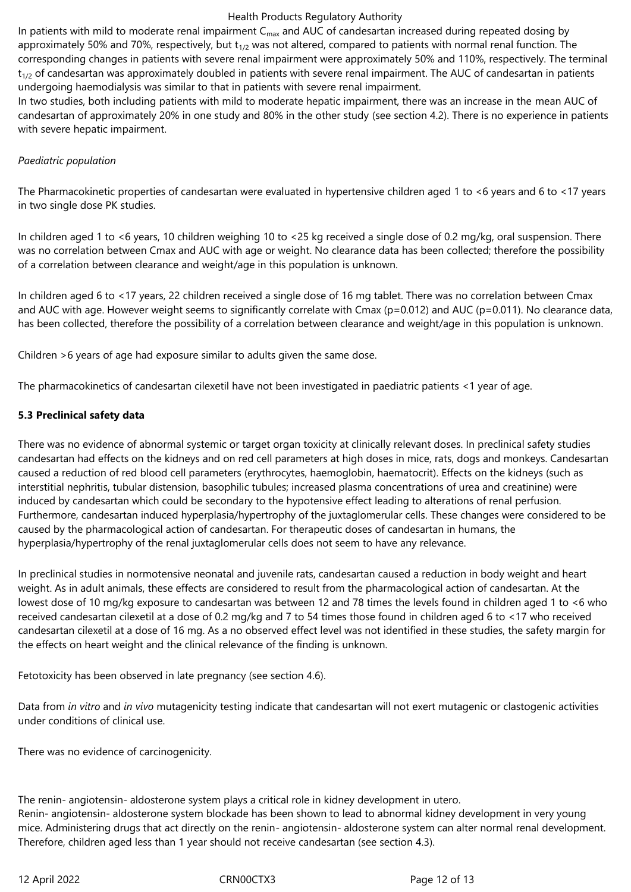In patients with mild to moderate renal impairment $C_{max}$ and AUC of candesartan increased during repeated dosing by approximately 50% and 70%, respectively, but $t_{1/2}$ was not altered, compared to patients with normal renal function. The corresponding changes in patients with severe renal impairment were approximately 50% and 110%, respectively. The terminal $t_{1/2}$ of candesartan was approximately doubled in patients with severe renal impairment. The AUC of candesartan in patients undergoing haemodialysis was similar to that in patients with severe renal impairment.

In two studies, both including patients with mild to moderate hepatic impairment, there was an increase in the mean AUC of candesartan of approximately 20% in one study and 80% in the other study (see section 4.2). There is no experience in patients with severe hepatic impairment.

*Paediatric population*

The Pharmacokinetic properties of candesartan were evaluated in hypertensive children aged 1 to <6 years and 6 to <17 years in two single dose PK studies.

In children aged 1 to <6 years, 10 children weighing 10 to <25 kg received a single dose of 0.2 mg/kg, oral suspension. There was no correlation between Cmax and AUC with age or weight. No clearance data has been collected; therefore the possibility of a correlation between clearance and weight/age in this population is unknown.

In children aged 6 to <17 years, 22 children received a single dose of 16 mg tablet. There was no correlation between Cmax and AUC with age. However weight seems to significantly correlate with Cmax ($p=0.012$) and AUC ($p=0.011$). No clearance data, has been collected, therefore the possibility of a correlation between clearance and weight/age in this population is unknown.

Children >6 years of age had exposure similar to adults given the same dose.

The pharmacokinetics of candesartan cilexetil have not been investigated in paediatric patients <1 year of age.

## 5.3 Preclinical safety data

There was no evidence of abnormal systemic or target organ toxicity at clinically relevant doses. In preclinical safety studies candesartan had effects on the kidneys and on red cell parameters at high doses in mice, rats, dogs and monkeys. Candesartan caused a reduction of red blood cell parameters (erythrocytes, haemoglobin, haematocrit). Effects on the kidneys (such as interstitial nephritis, tubular distension, basophilic tubules; increased plasma concentrations of urea and creatinine) were induced by candesartan which could be secondary to the hypotensive effect leading to alterations of renal perfusion. Furthermore, candesartan induced hyperplasia/hypertrophy of the juxtaglomerular cells. These changes were considered to be caused by the pharmacological action of candesartan. For therapeutic doses of candesartan in humans, the hyperplasia/hypertrophy of the renal juxtaglomerular cells does not seem to have any relevance.

In preclinical studies in normotensive neonatal and juvenile rats, candesartan caused a reduction in body weight and heart weight. As in adult animals, these effects are considered to result from the pharmacological action of candesartan. At the lowest dose of 10 mg/kg exposure to candesartan was between 12 and 78 times the levels found in children aged 1 to <6 who received candesartan cilexetil at a dose of 0.2 mg/kg and 7 to 54 times those found in children aged 6 to <17 who received candesartan cilexetil at a dose of 16 mg. As a no observed effect level was not identified in these studies, the safety margin for the effects on heart weight and the clinical relevance of the finding is unknown.

Fetotoxicity has been observed in late pregnancy (see section 4.6).

Data from *in vitro* and *in vivo* mutagenicity testing indicate that candesartan will not exert mutagenic or clastogenic activities under conditions of clinical use.

There was no evidence of carcinogenicity.

The renin- angiotensin- aldosterone system plays a critical role in kidney development in utero.
Renin- angiotensin- aldosterone system blockade has been shown to lead to abnormal kidney development in very young mice. Administering drugs that act directly on the renin- angiotensin- aldosterone system can alter normal renal development. Therefore, children aged less than 1 year should not receive candesartan (see section 4.3).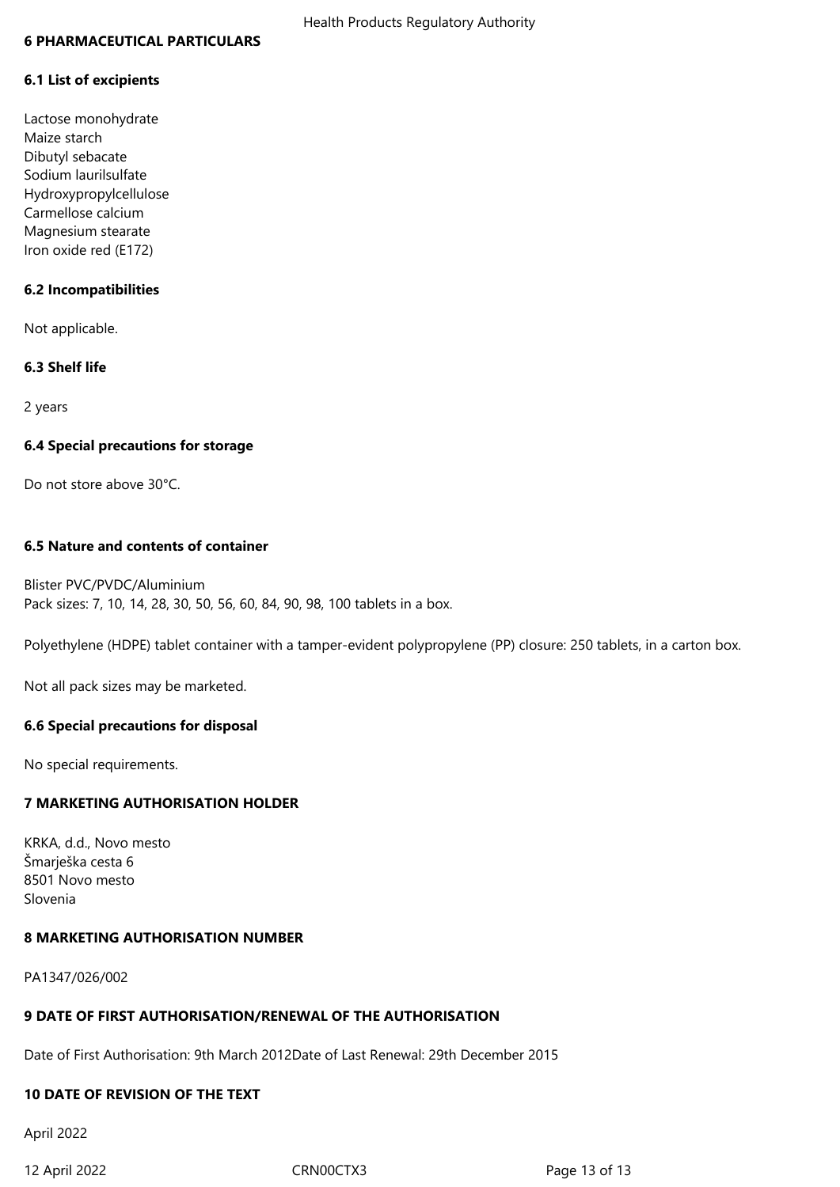## 6 PHARMACEUTICAL PARTICULARS

### 6.1 List of excipients

Lactose monohydrate
Maize starch
Dibutyl sebacate
Sodium laurilsulfate
Hydroxypropylcellulose
Carmellose calcium
Magnesium stearate
Iron oxide red (E172)

### 6.2 Incompatibilities

Not applicable.

### 6.3 Shelf life

2 years

### 6.4 Special precautions for storage

Do not store above 30°C.

### 6.5 Nature and contents of container

Blister PVC/PVDC/Aluminium
Pack sizes: 7, 10, 14, 28, 30, 50, 56, 60, 84, 90, 98, 100 tablets in a box.

Polyethylene (HDPE) tablet container with a tamper-evident polypropylene (PP) closure: 250 tablets, in a carton box.

Not all pack sizes may be marketed.

### 6.6 Special precautions for disposal

No special requirements.

## 7 MARKETING AUTHORISATION HOLDER

KRKA, d.d., Novo mesto
Šmarješka cesta 6
8501 Novo mesto
Slovenia

## 8 MARKETING AUTHORISATION NUMBER

PA1347/026/002

## 9 DATE OF FIRST AUTHORISATION/RENEWAL OF THE AUTHORISATION

Date of First Authorisation: 9th March 2012Date of Last Renewal: 29th December 2015

## 10 DATE OF REVISION OF THE TEXT

April 2022